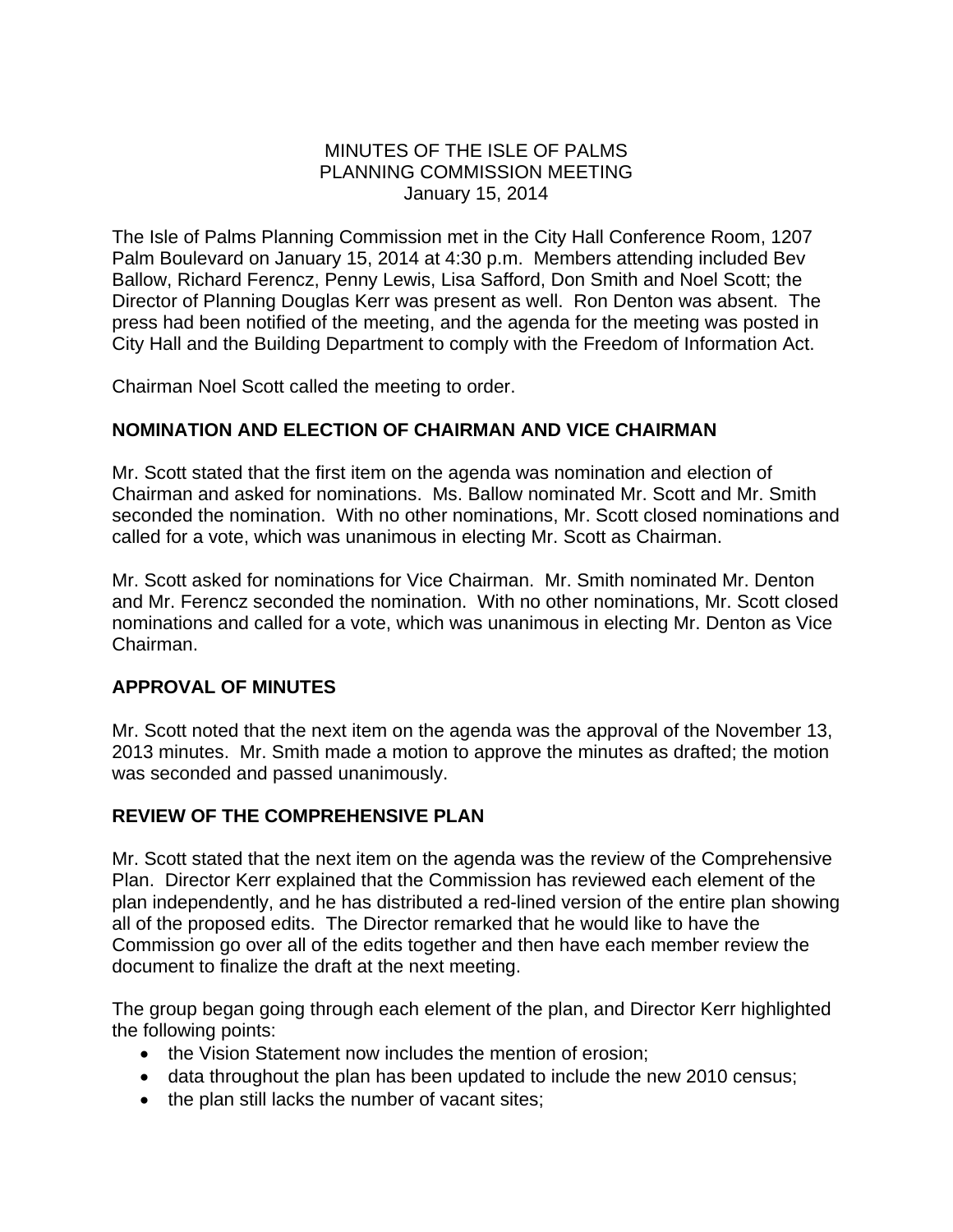MINUTES OF THE ISLE OF PALMS
PLANNING COMMISSION MEETING
January 15, 2014

The Isle of Palms Planning Commission met in the City Hall Conference Room, 1207 Palm Boulevard on January 15, 2014 at 4:30 p.m. Members attending included Bev Ballow, Richard Ferencz, Penny Lewis, Lisa Safford, Don Smith and Noel Scott; the Director of Planning Douglas Kerr was present as well. Ron Denton was absent. The press had been notified of the meeting, and the agenda for the meeting was posted in City Hall and the Building Department to comply with the Freedom of Information Act.

Chairman Noel Scott called the meeting to order.

**NOMINATION AND ELECTION OF CHAIRMAN AND VICE CHAIRMAN**

Mr. Scott stated that the first item on the agenda was nomination and election of Chairman and asked for nominations. Ms. Ballow nominated Mr. Scott and Mr. Smith seconded the nomination. With no other nominations, Mr. Scott closed nominations and called for a vote, which was unanimous in electing Mr. Scott as Chairman.

Mr. Scott asked for nominations for Vice Chairman. Mr. Smith nominated Mr. Denton and Mr. Ferencz seconded the nomination. With no other nominations, Mr. Scott closed nominations and called for a vote, which was unanimous in electing Mr. Denton as Vice Chairman.

**APPROVAL OF MINUTES**

Mr. Scott noted that the next item on the agenda was the approval of the November 13, 2013 minutes. Mr. Smith made a motion to approve the minutes as drafted; the motion was seconded and passed unanimously.

**REVIEW OF THE COMPREHENSIVE PLAN**

Mr. Scott stated that the next item on the agenda was the review of the Comprehensive Plan. Director Kerr explained that the Commission has reviewed each element of the plan independently, and he has distributed a red-lined version of the entire plan showing all of the proposed edits. The Director remarked that he would like to have the Commission go over all of the edits together and then have each member review the document to finalize the draft at the next meeting.

The group began going through each element of the plan, and Director Kerr highlighted the following points:

- the Vision Statement now includes the mention of erosion;
- data throughout the plan has been updated to include the new 2010 census;
- the plan still lacks the number of vacant sites;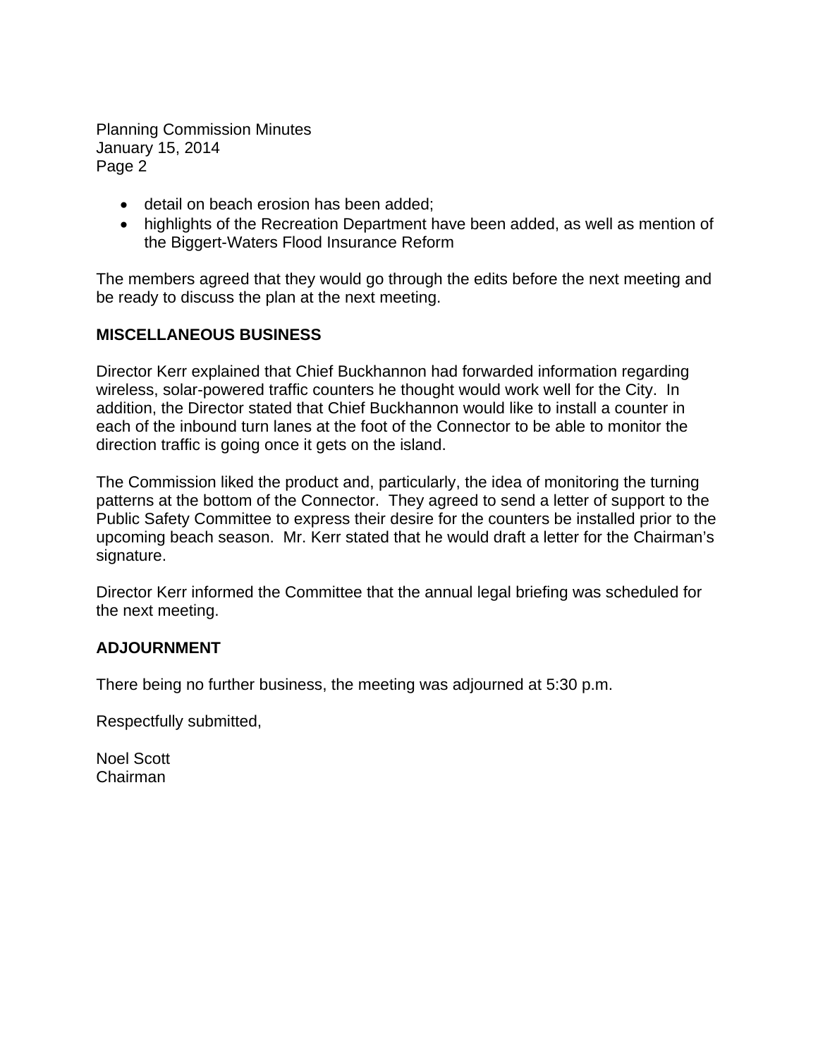- detail on beach erosion has been added;
- highlights of the Recreation Department have been added, as well as mention of the Biggert-Waters Flood Insurance Reform

The members agreed that they would go through the edits before the next meeting and be ready to discuss the plan at the next meeting.

**MISCELLANEOUS BUSINESS**

Director Kerr explained that Chief Buckhannon had forwarded information regarding wireless, solar-powered traffic counters he thought would work well for the City. In addition, the Director stated that Chief Buckhannon would like to install a counter in each of the inbound turn lanes at the foot of the Connector to be able to monitor the direction traffic is going once it gets on the island.

The Commission liked the product and, particularly, the idea of monitoring the turning patterns at the bottom of the Connector. They agreed to send a letter of support to the Public Safety Committee to express their desire for the counters be installed prior to the upcoming beach season. Mr. Kerr stated that he would draft a letter for the Chairman's signature.

Director Kerr informed the Committee that the annual legal briefing was scheduled for the next meeting.

**ADJOURNMENT**

There being no further business, the meeting was adjourned at 5:30 p.m.

Respectfully submitted,

Noel Scott
Chairman